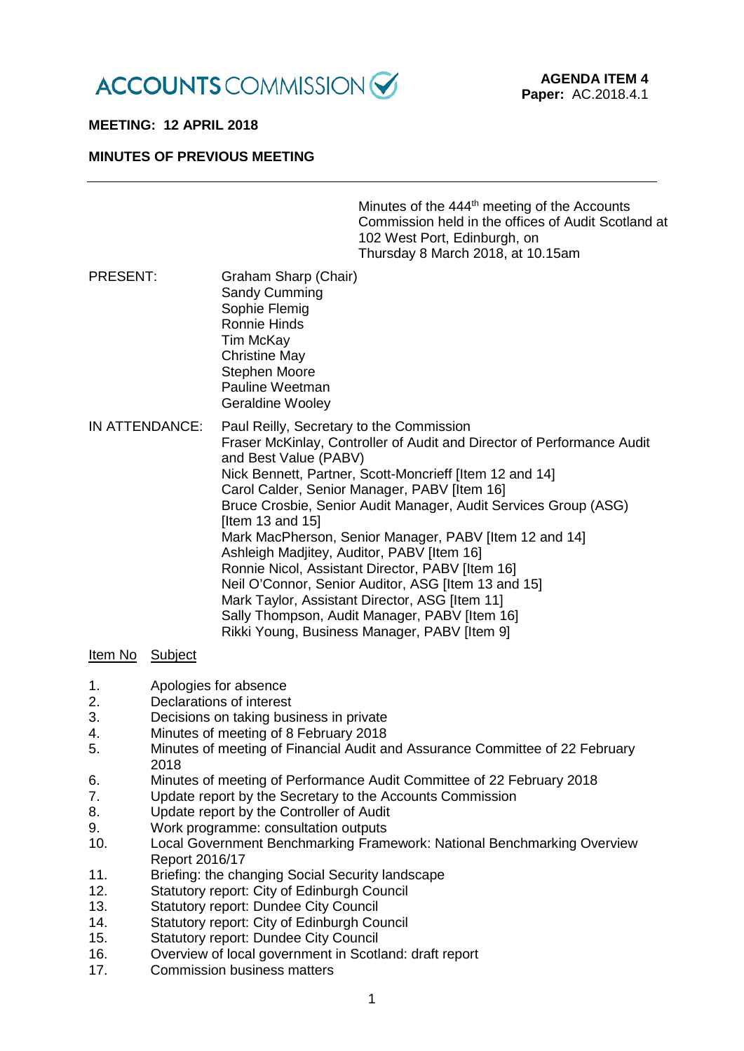ACCOUNTS COMMISSION

**AGENDA ITEM 4**
**Paper:** AC.2018.4.1

**MEETING: 12 APRIL 2018**

**MINUTES OF PREVIOUS MEETING**

---

Minutes of the 444th meeting of the Accounts Commission held in the offices of Audit Scotland at 102 West Port, Edinburgh, on Thursday 8 March 2018, at 10.15am

| | |
|---|---|
| PRESENT: | Graham Sharp (Chair)<br>Sandy Cumming<br>Sophie Flemig<br>Ronnie Hinds<br>Tim McKay<br>Christine May<br>Stephen Moore<br>Pauline Weetman<br>Geraldine Wooley |
| IN ATTENDANCE: | Paul Reilly, Secretary to the Commission<br>Fraser McKinlay, Controller of Audit and Director of Performance Audit and Best Value (PABV)<br>Nick Bennett, Partner, Scott-Moncrieff [Item 12 and 14]<br>Carol Calder, Senior Manager, PABV [Item 16]<br>Bruce Crosbie, Senior Audit Manager, Audit Services Group (ASG) [Item 13 and 15]<br>Mark MacPherson, Senior Manager, PABV [Item 12 and 14]<br>Ashleigh Madjitey, Auditor, PABV [Item 16]<br>Ronnie Nicol, Assistant Director, PABV [Item 16]<br>Neil O'Connor, Senior Auditor, ASG [Item 13 and 15]<br>Mark Taylor, Assistant Director, ASG [Item 11]<br>Sally Thompson, Audit Manager, PABV [Item 16]<br>Rikki Young, Business Manager, PABV [Item 9] |

| Item No | Subject |
|---|---|
| 1. | Apologies for absence |
| 2. | Declarations of interest |
| 3. | Decisions on taking business in private |
| 4. | Minutes of meeting of 8 February 2018 |
| 5. | Minutes of meeting of Financial Audit and Assurance Committee of 22 February 2018 |
| 6. | Minutes of meeting of Performance Audit Committee of 22 February 2018 |
| 7. | Update report by the Secretary to the Accounts Commission |
| 8. | Update report by the Controller of Audit |
| 9. | Work programme: consultation outputs |
| 10. | Local Government Benchmarking Framework: National Benchmarking Overview Report 2016/17 |
| 11. | Briefing: the changing Social Security landscape |
| 12. | Statutory report: City of Edinburgh Council |
| 13. | Statutory report: Dundee City Council |
| 14. | Statutory report: City of Edinburgh Council |
| 15. | Statutory report: Dundee City Council |
| 16. | Overview of local government in Scotland: draft report |
| 17. | Commission business matters |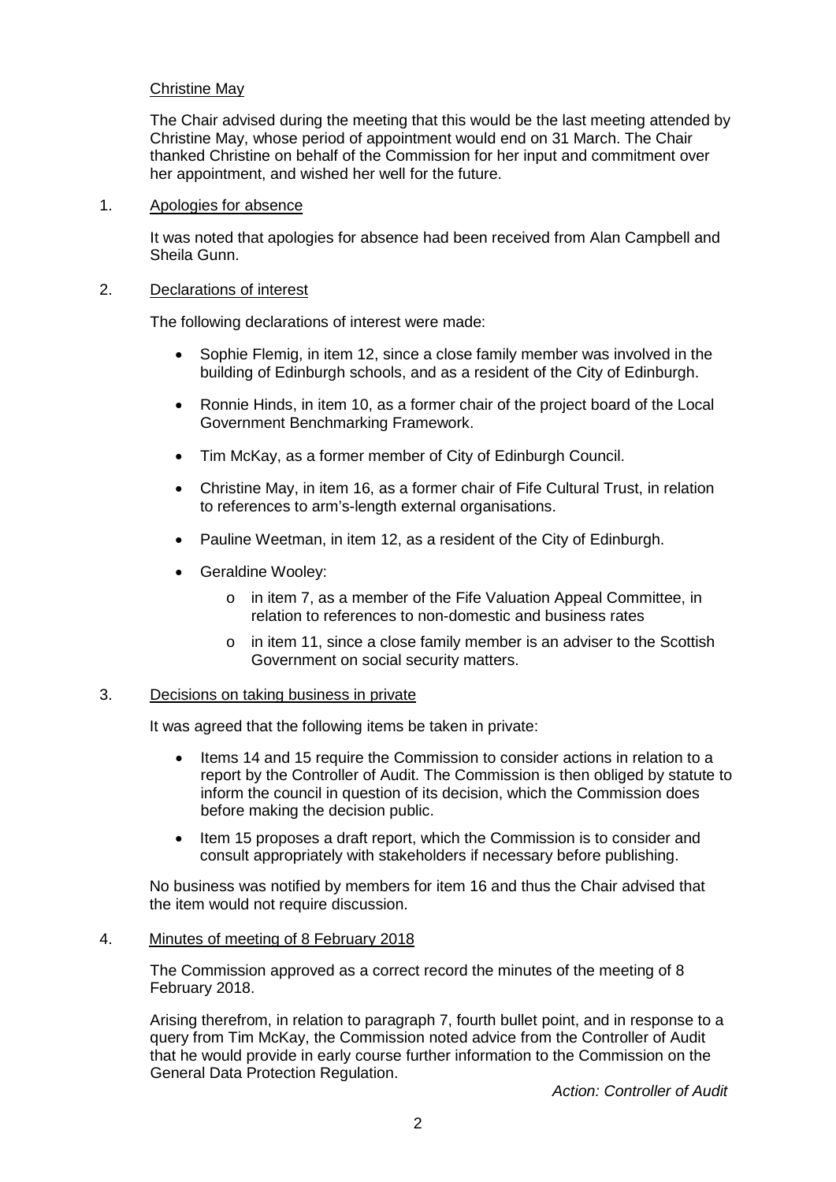Christine May

The Chair advised during the meeting that this would be the last meeting attended by Christine May, whose period of appointment would end on 31 March. The Chair thanked Christine on behalf of the Commission for her input and commitment over her appointment, and wished her well for the future.

1. Apologies for absence

It was noted that apologies for absence had been received from Alan Campbell and Sheila Gunn.

2. Declarations of interest

The following declarations of interest were made:

- Sophie Flemig, in item 12, since a close family member was involved in the building of Edinburgh schools, and as a resident of the City of Edinburgh.
- Ronnie Hinds, in item 10, as a former chair of the project board of the Local Government Benchmarking Framework.
- Tim McKay, as a former member of City of Edinburgh Council.
- Christine May, in item 16, as a former chair of Fife Cultural Trust, in relation to references to arm's-length external organisations.
- Pauline Weetman, in item 12, as a resident of the City of Edinburgh.
- Geraldine Wooley:
  - in item 7, as a member of the Fife Valuation Appeal Committee, in relation to references to non-domestic and business rates
  - in item 11, since a close family member is an adviser to the Scottish Government on social security matters.

3. Decisions on taking business in private

It was agreed that the following items be taken in private:

- Items 14 and 15 require the Commission to consider actions in relation to a report by the Controller of Audit. The Commission is then obliged by statute to inform the council in question of its decision, which the Commission does before making the decision public.
- Item 15 proposes a draft report, which the Commission is to consider and consult appropriately with stakeholders if necessary before publishing.

No business was notified by members for item 16 and thus the Chair advised that the item would not require discussion.

4. Minutes of meeting of 8 February 2018

The Commission approved as a correct record the minutes of the meeting of 8 February 2018.

Arising therefrom, in relation to paragraph 7, fourth bullet point, and in response to a query from Tim McKay, the Commission noted advice from the Controller of Audit that he would provide in early course further information to the Commission on the General Data Protection Regulation.

*Action: Controller of Audit*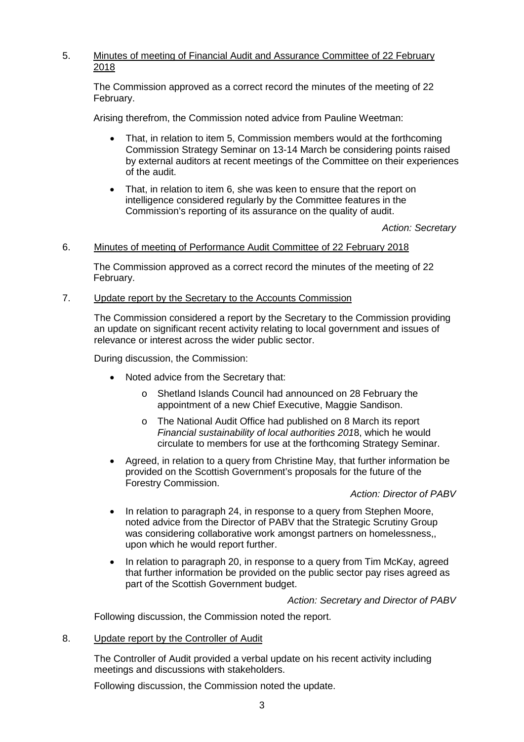5. <u>Minutes of meeting of Financial Audit and Assurance Committee of 22 February 2018</u>

The Commission approved as a correct record the minutes of the meeting of 22 February.

Arising therefrom, the Commission noted advice from Pauline Weetman:

- That, in relation to item 5, Commission members would at the forthcoming Commission Strategy Seminar on 13-14 March be considering points raised by external auditors at recent meetings of the Committee on their experiences of the audit.
- That, in relation to item 6, she was keen to ensure that the report on intelligence considered regularly by the Committee features in the Commission's reporting of its assurance on the quality of audit.

*Action: Secretary*

6. <u>Minutes of meeting of Performance Audit Committee of 22 February 2018</u>

The Commission approved as a correct record the minutes of the meeting of 22 February.

7. <u>Update report by the Secretary to the Accounts Commission</u>

The Commission considered a report by the Secretary to the Commission providing an update on significant recent activity relating to local government and issues of relevance or interest across the wider public sector.

During discussion, the Commission:

- Noted advice from the Secretary that:
  - Shetland Islands Council had announced on 28 February the appointment of a new Chief Executive, Maggie Sandison.
  - The National Audit Office had published on 8 March its report *Financial sustainability of local authorities 2018*, which he would circulate to members for use at the forthcoming Strategy Seminar.
- Agreed, in relation to a query from Christine May, that further information be provided on the Scottish Government's proposals for the future of the Forestry Commission.

  *Action: Director of PABV*

- In relation to paragraph 24, in response to a query from Stephen Moore, noted advice from the Director of PABV that the Strategic Scrutiny Group was considering collaborative work amongst partners on homelessness,, upon which he would report further.
- In relation to paragraph 20, in response to a query from Tim McKay, agreed that further information be provided on the public sector pay rises agreed as part of the Scottish Government budget.

*Action: Secretary and Director of PABV*

Following discussion, the Commission noted the report.

8. <u>Update report by the Controller of Audit</u>

The Controller of Audit provided a verbal update on his recent activity including meetings and discussions with stakeholders.

Following discussion, the Commission noted the update.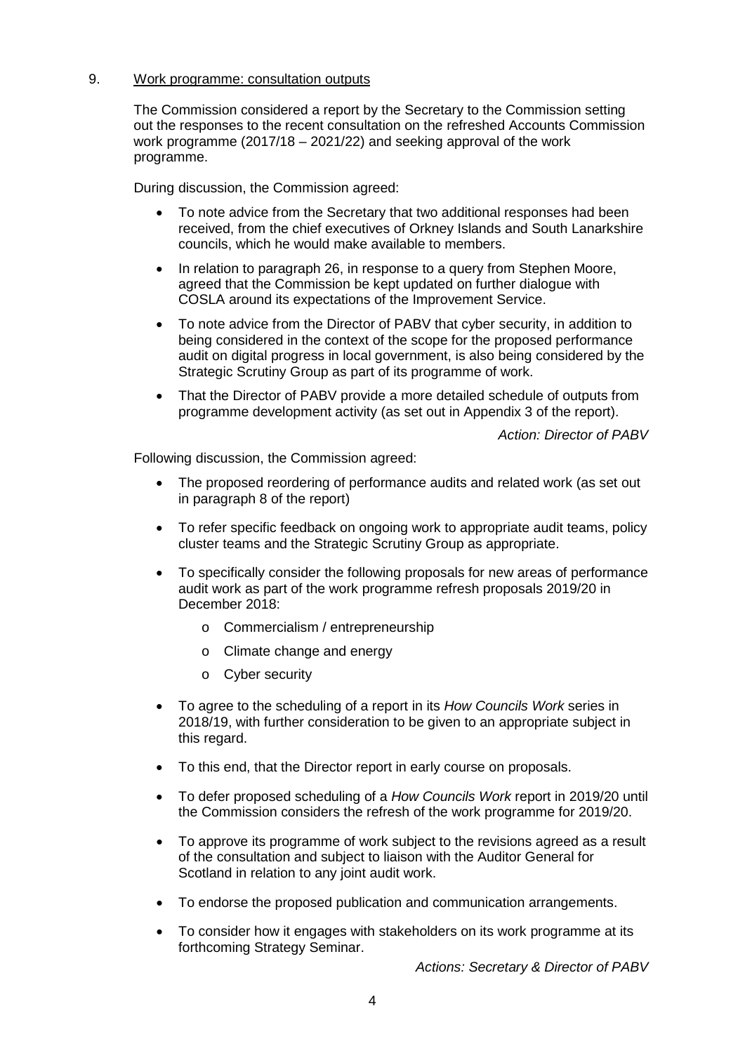9. Work programme: consultation outputs

The Commission considered a report by the Secretary to the Commission setting out the responses to the recent consultation on the refreshed Accounts Commission work programme (2017/18 – 2021/22) and seeking approval of the work programme.

During discussion, the Commission agreed:

- To note advice from the Secretary that two additional responses had been received, from the chief executives of Orkney Islands and South Lanarkshire councils, which he would make available to members.
- In relation to paragraph 26, in response to a query from Stephen Moore, agreed that the Commission be kept updated on further dialogue with COSLA around its expectations of the Improvement Service.
- To note advice from the Director of PABV that cyber security, in addition to being considered in the context of the scope for the proposed performance audit on digital progress in local government, is also being considered by the Strategic Scrutiny Group as part of its programme of work.
- That the Director of PABV provide a more detailed schedule of outputs from programme development activity (as set out in Appendix 3 of the report).

*Action: Director of PABV*

Following discussion, the Commission agreed:

- The proposed reordering of performance audits and related work (as set out in paragraph 8 of the report)
- To refer specific feedback on ongoing work to appropriate audit teams, policy cluster teams and the Strategic Scrutiny Group as appropriate.
- To specifically consider the following proposals for new areas of performance audit work as part of the work programme refresh proposals 2019/20 in December 2018:
  - Commercialism / entrepreneurship
  - Climate change and energy
  - Cyber security
- To agree to the scheduling of a report in its *How Councils Work* series in 2018/19, with further consideration to be given to an appropriate subject in this regard.
- To this end, that the Director report in early course on proposals.
- To defer proposed scheduling of a *How Councils Work* report in 2019/20 until the Commission considers the refresh of the work programme for 2019/20.
- To approve its programme of work subject to the revisions agreed as a result of the consultation and subject to liaison with the Auditor General for Scotland in relation to any joint audit work.
- To endorse the proposed publication and communication arrangements.
- To consider how it engages with stakeholders on its work programme at its forthcoming Strategy Seminar.

*Actions: Secretary & Director of PABV*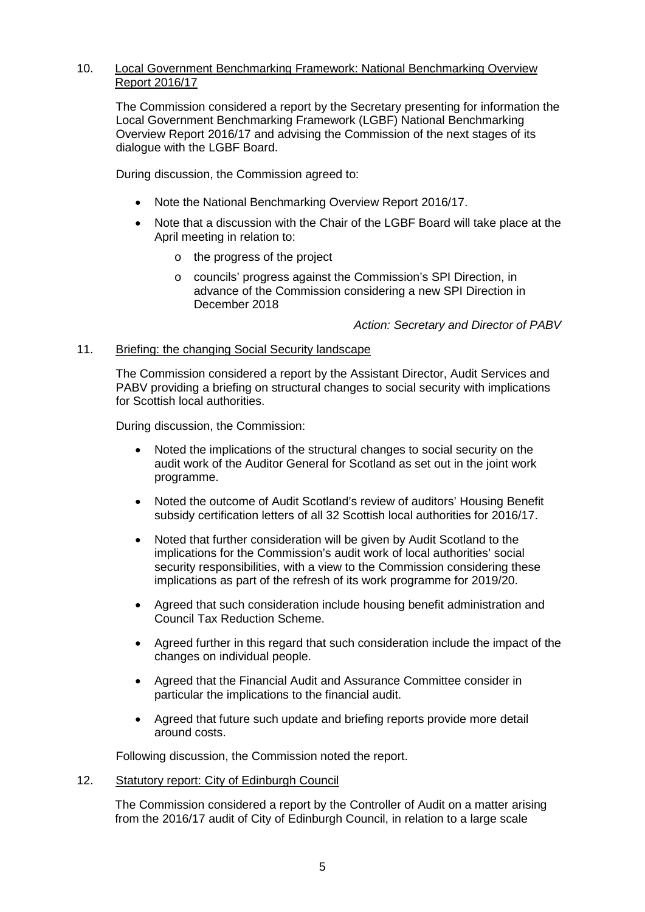10. Local Government Benchmarking Framework: National Benchmarking Overview Report 2016/17

The Commission considered a report by the Secretary presenting for information the Local Government Benchmarking Framework (LGBF) National Benchmarking Overview Report 2016/17 and advising the Commission of the next stages of its dialogue with the LGBF Board.

During discussion, the Commission agreed to:

- Note the National Benchmarking Overview Report 2016/17.
- Note that a discussion with the Chair of the LGBF Board will take place at the April meeting in relation to:
  - the progress of the project
  - councils' progress against the Commission's SPI Direction, in advance of the Commission considering a new SPI Direction in December 2018

*Action: Secretary and Director of PABV*

11. Briefing: the changing Social Security landscape

The Commission considered a report by the Assistant Director, Audit Services and PABV providing a briefing on structural changes to social security with implications for Scottish local authorities.

During discussion, the Commission:

- Noted the implications of the structural changes to social security on the audit work of the Auditor General for Scotland as set out in the joint work programme.
- Noted the outcome of Audit Scotland's review of auditors' Housing Benefit subsidy certification letters of all 32 Scottish local authorities for 2016/17.
- Noted that further consideration will be given by Audit Scotland to the implications for the Commission's audit work of local authorities' social security responsibilities, with a view to the Commission considering these implications as part of the refresh of its work programme for 2019/20.
- Agreed that such consideration include housing benefit administration and Council Tax Reduction Scheme.
- Agreed further in this regard that such consideration include the impact of the changes on individual people.
- Agreed that the Financial Audit and Assurance Committee consider in particular the implications to the financial audit.
- Agreed that future such update and briefing reports provide more detail around costs.

Following discussion, the Commission noted the report.

12. Statutory report: City of Edinburgh Council

The Commission considered a report by the Controller of Audit on a matter arising from the 2016/17 audit of City of Edinburgh Council, in relation to a large scale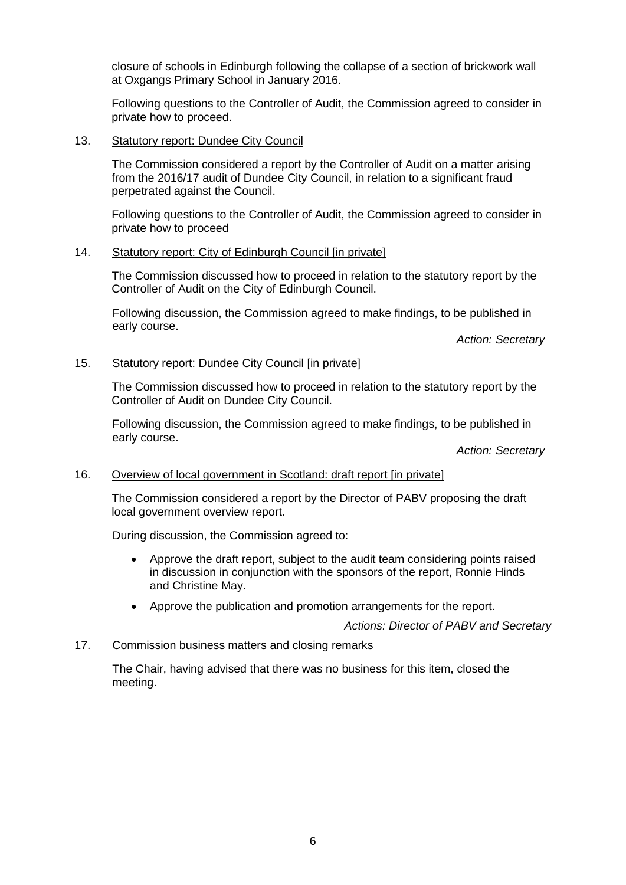closure of schools in Edinburgh following the collapse of a section of brickwork wall at Oxgangs Primary School in January 2016.

Following questions to the Controller of Audit, the Commission agreed to consider in private how to proceed.

13. <u>Statutory report: Dundee City Council</u>

The Commission considered a report by the Controller of Audit on a matter arising from the 2016/17 audit of Dundee City Council, in relation to a significant fraud perpetrated against the Council.

Following questions to the Controller of Audit, the Commission agreed to consider in private how to proceed

14. <u>Statutory report: City of Edinburgh Council [in private]</u>

The Commission discussed how to proceed in relation to the statutory report by the Controller of Audit on the City of Edinburgh Council.

Following discussion, the Commission agreed to make findings, to be published in early course.

*Action: Secretary*

15. <u>Statutory report: Dundee City Council [in private]</u>

The Commission discussed how to proceed in relation to the statutory report by the Controller of Audit on Dundee City Council.

Following discussion, the Commission agreed to make findings, to be published in early course.

*Action: Secretary*

16. <u>Overview of local government in Scotland: draft report [in private]</u>

The Commission considered a report by the Director of PABV proposing the draft local government overview report.

During discussion, the Commission agreed to:

- Approve the draft report, subject to the audit team considering points raised in discussion in conjunction with the sponsors of the report, Ronnie Hinds and Christine May.
- Approve the publication and promotion arrangements for the report.

*Actions: Director of PABV and Secretary*

17. <u>Commission business matters and closing remarks</u>

The Chair, having advised that there was no business for this item, closed the meeting.